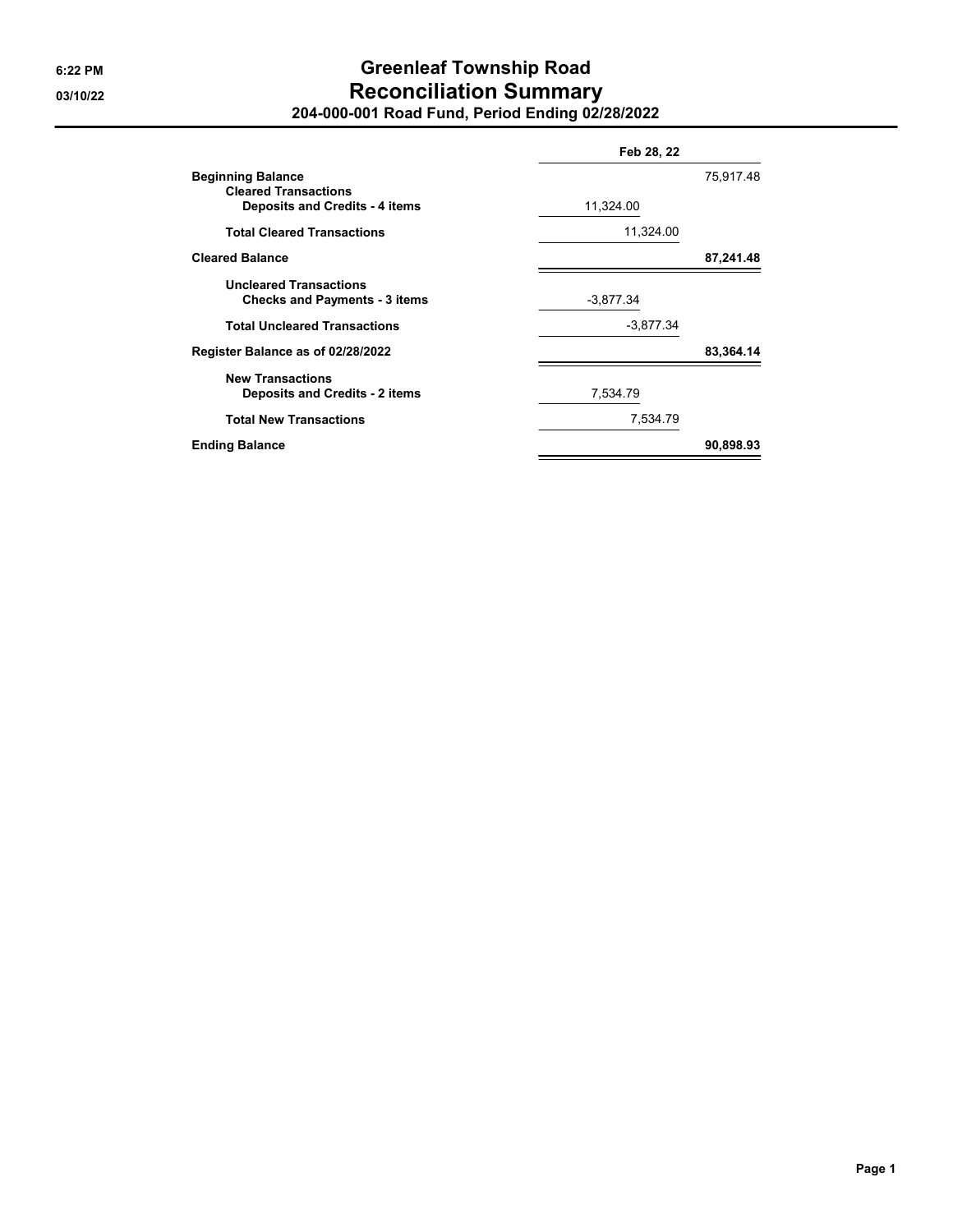# Greenleaf Township Road

## Reconciliation Summary

### 204-000-001 Road Fund, Period Ending 02/28/2022

| | Feb 28, 22 | |
|---|---|---|
| **Beginning Balance** | | 75,917.48 |
| **Cleared Transactions** | | |
| **Deposits and Credits - 4 items** | 11,324.00 | |
| **Total Cleared Transactions** | 11,324.00 | |
| **Cleared Balance** | | **87,241.48** |
| **Uncleared Transactions** | | |
| **Checks and Payments - 3 items** | -3,877.34 | |
| **Total Uncleared Transactions** | -3,877.34 | |
| **Register Balance as of 02/28/2022** | | **83,364.14** |
| **New Transactions** | | |
| **Deposits and Credits - 2 items** | 7,534.79 | |
| **Total New Transactions** | 7,534.79 | |
| **Ending Balance** | | **90,898.93** |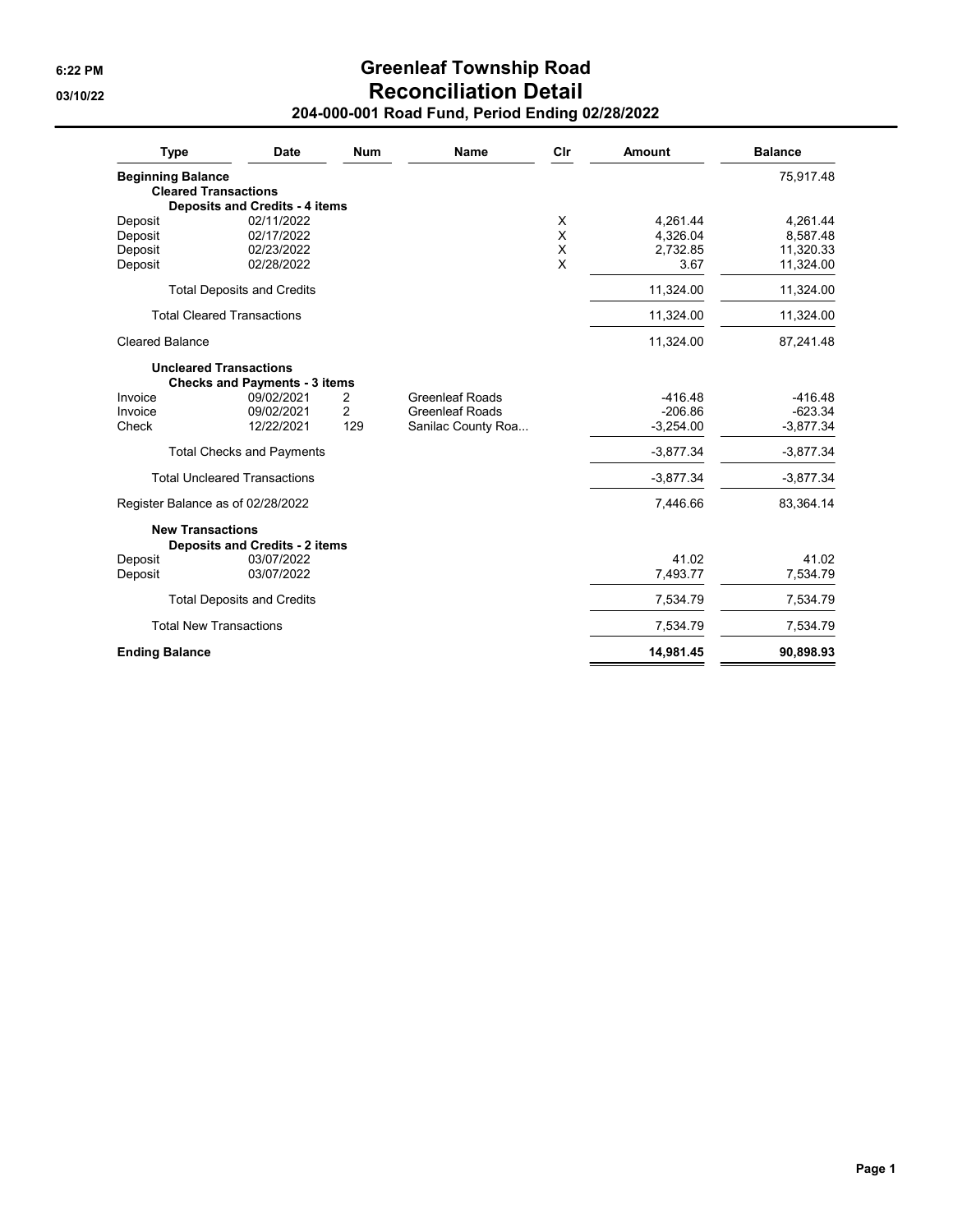6:22 PM
03/10/22

# Greenleaf Township Road
## Reconciliation Detail
### 204-000-001 Road Fund, Period Ending 02/28/2022

| Type | Date | Num | Name | Clr | Amount | Balance |
|---|---|---|---|---|---|---|
| **Beginning Balance** | | | | | | 75,917.48 |
| **Cleared Transactions** | | | | | | |
| **Deposits and Credits - 4 items** | | | | | | |
| Deposit | 02/11/2022 | | | X | 4,261.44 | 4,261.44 |
| Deposit | 02/17/2022 | | | X | 4,326.04 | 8,587.48 |
| Deposit | 02/23/2022 | | | X | 2,732.85 | 11,320.33 |
| Deposit | 02/28/2022 | | | X | 3.67 | 11,324.00 |
| Total Deposits and Credits | | | | | 11,324.00 | 11,324.00 |
| Total Cleared Transactions | | | | | 11,324.00 | 11,324.00 |
| Cleared Balance | | | | | 11,324.00 | 87,241.48 |
| **Uncleared Transactions** | | | | | | |
| **Checks and Payments - 3 items** | | | | | | |
| Invoice | 09/02/2021 | 2 | Greenleaf Roads | | -416.48 | -416.48 |
| Invoice | 09/02/2021 | 2 | Greenleaf Roads | | -206.86 | -623.34 |
| Check | 12/22/2021 | 129 | Sanilac County Roa... | | -3,254.00 | -3,877.34 |
| Total Checks and Payments | | | | | -3,877.34 | -3,877.34 |
| Total Uncleared Transactions | | | | | -3,877.34 | -3,877.34 |
| Register Balance as of 02/28/2022 | | | | | 7,446.66 | 83,364.14 |
| **New Transactions** | | | | | | |
| **Deposits and Credits - 2 items** | | | | | | |
| Deposit | 03/07/2022 | | | | 41.02 | 41.02 |
| Deposit | 03/07/2022 | | | | 7,493.77 | 7,534.79 |
| Total Deposits and Credits | | | | | 7,534.79 | 7,534.79 |
| Total New Transactions | | | | | 7,534.79 | 7,534.79 |
| **Ending Balance** | | | | | **14,981.45** | **90,898.93** |